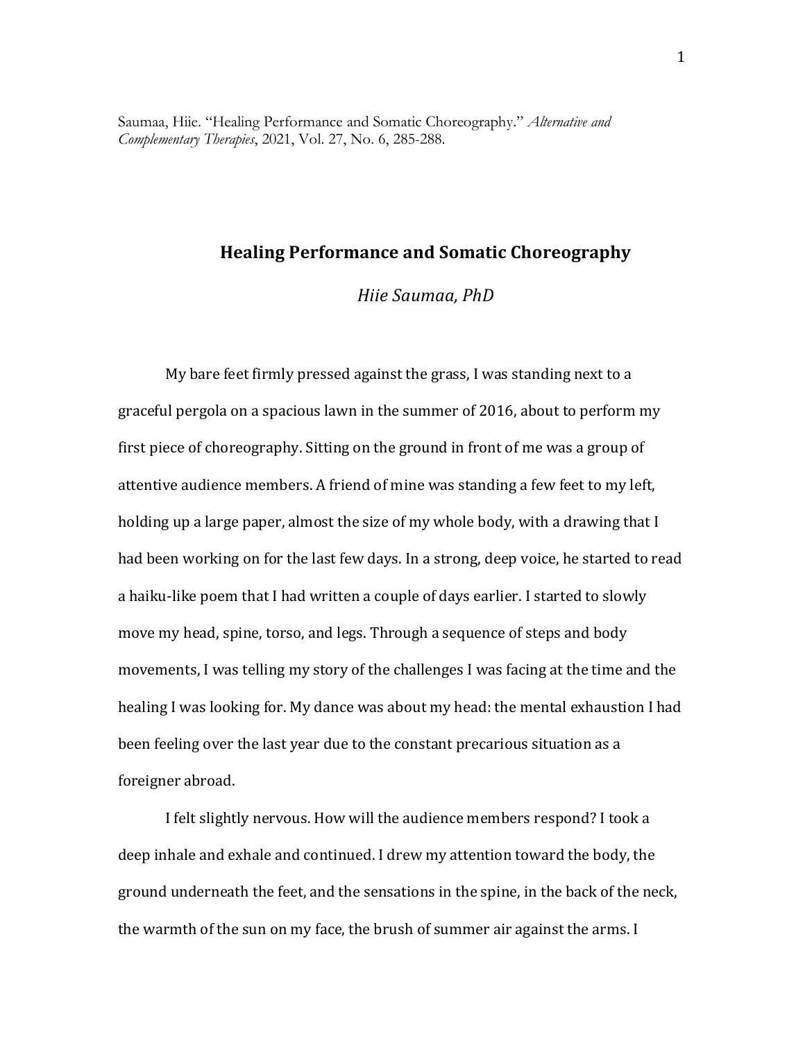Saumaa, Hiie. "Healing Performance and Somatic Choreography." *Alternative and Complementary Therapies*, 2021, Vol. 27, No. 6, 285-288.

# Healing Performance and Somatic Choreography

*Hiie Saumaa, PhD*

My bare feet firmly pressed against the grass, I was standing next to a graceful pergola on a spacious lawn in the summer of 2016, about to perform my first piece of choreography. Sitting on the ground in front of me was a group of attentive audience members. A friend of mine was standing a few feet to my left, holding up a large paper, almost the size of my whole body, with a drawing that I had been working on for the last few days. In a strong, deep voice, he started to read a haiku-like poem that I had written a couple of days earlier. I started to slowly move my head, spine, torso, and legs. Through a sequence of steps and body movements, I was telling my story of the challenges I was facing at the time and the healing I was looking for. My dance was about my head: the mental exhaustion I had been feeling over the last year due to the constant precarious situation as a foreigner abroad.

I felt slightly nervous. How will the audience members respond? I took a deep inhale and exhale and continued. I drew my attention toward the body, the ground underneath the feet, and the sensations in the spine, in the back of the neck, the warmth of the sun on my face, the brush of summer air against the arms. I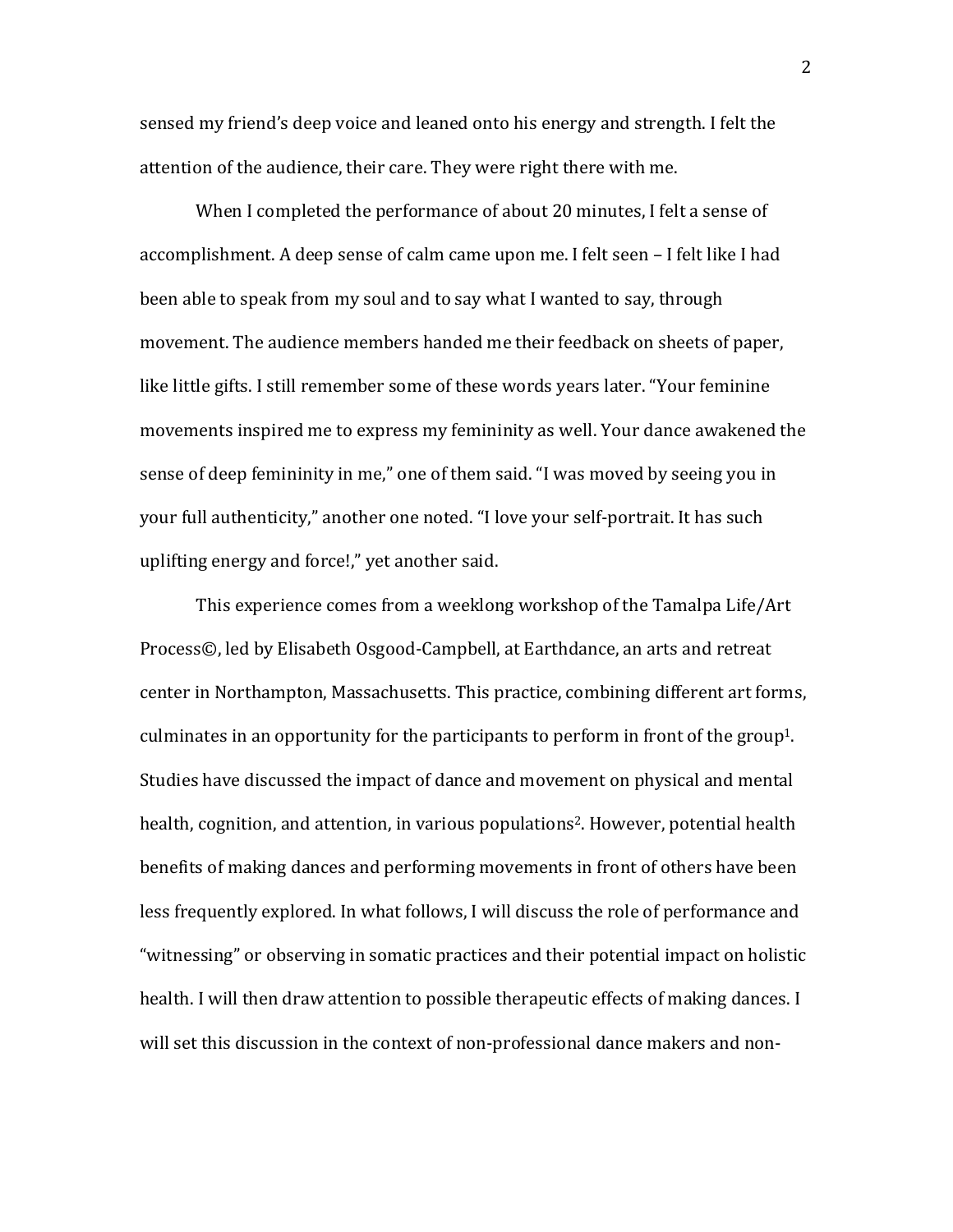sensed my friend's deep voice and leaned onto his energy and strength. I felt the attention of the audience, their care. They were right there with me.

When I completed the performance of about 20 minutes, I felt a sense of accomplishment. A deep sense of calm came upon me. I felt seen – I felt like I had been able to speak from my soul and to say what I wanted to say, through movement. The audience members handed me their feedback on sheets of paper, like little gifts. I still remember some of these words years later. "Your feminine movements inspired me to express my femininity as well. Your dance awakened the sense of deep femininity in me," one of them said. "I was moved by seeing you in your full authenticity," another one noted. "I love your self-portrait. It has such uplifting energy and force!," yet another said.

This experience comes from a weeklong workshop of the Tamalpa Life/Art Process©, led by Elisabeth Osgood-Campbell, at Earthdance, an arts and retreat center in Northampton, Massachusetts. This practice, combining different art forms, culminates in an opportunity for the participants to perform in front of the group[1]. Studies have discussed the impact of dance and movement on physical and mental health, cognition, and attention, in various populations[2]. However, potential health benefits of making dances and performing movements in front of others have been less frequently explored. In what follows, I will discuss the role of performance and "witnessing" or observing in somatic practices and their potential impact on holistic health. I will then draw attention to possible therapeutic effects of making dances. I will set this discussion in the context of non-professional dance makers and non-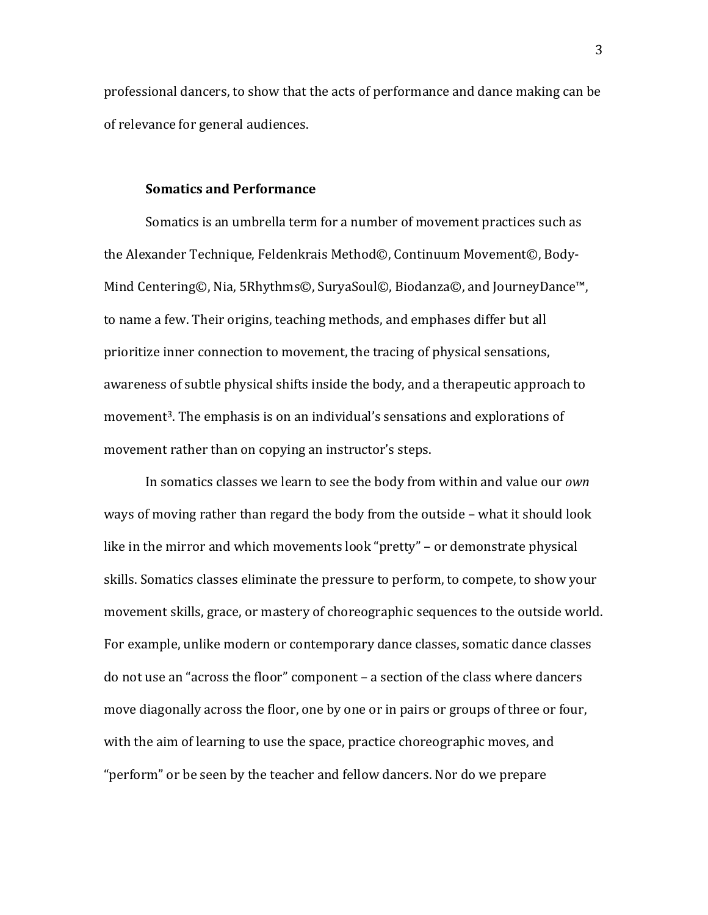professional dancers, to show that the acts of performance and dance making can be of relevance for general audiences.

### Somatics and Performance

Somatics is an umbrella term for a number of movement practices such as the Alexander Technique, Feldenkrais Method©, Continuum Movement©, Body-Mind Centering©, Nia, 5Rhythms©, SuryaSoul©, Biodanza©, and JourneyDance™, to name a few. Their origins, teaching methods, and emphases differ but all prioritize inner connection to movement, the tracing of physical sensations, awareness of subtle physical shifts inside the body, and a therapeutic approach to movement[3]. The emphasis is on an individual's sensations and explorations of movement rather than on copying an instructor's steps.

In somatics classes we learn to see the body from within and value our *own* ways of moving rather than regard the body from the outside – what it should look like in the mirror and which movements look "pretty" – or demonstrate physical skills. Somatics classes eliminate the pressure to perform, to compete, to show your movement skills, grace, or mastery of choreographic sequences to the outside world. For example, unlike modern or contemporary dance classes, somatic dance classes do not use an "across the floor" component – a section of the class where dancers move diagonally across the floor, one by one or in pairs or groups of three or four, with the aim of learning to use the space, practice choreographic moves, and "perform" or be seen by the teacher and fellow dancers. Nor do we prepare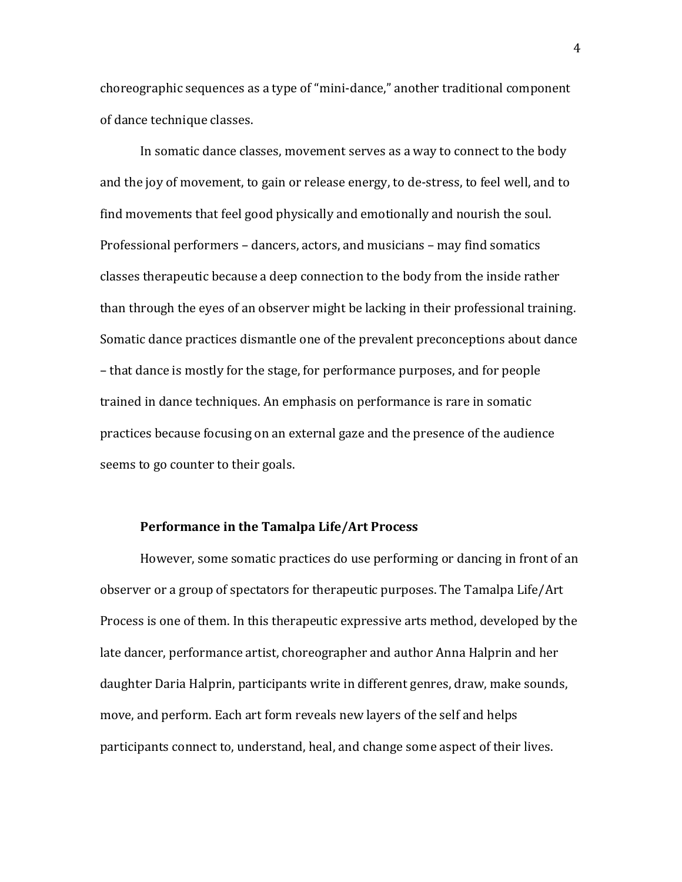choreographic sequences as a type of "mini-dance," another traditional component of dance technique classes.

In somatic dance classes, movement serves as a way to connect to the body and the joy of movement, to gain or release energy, to de-stress, to feel well, and to find movements that feel good physically and emotionally and nourish the soul. Professional performers – dancers, actors, and musicians – may find somatics classes therapeutic because a deep connection to the body from the inside rather than through the eyes of an observer might be lacking in their professional training. Somatic dance practices dismantle one of the prevalent preconceptions about dance – that dance is mostly for the stage, for performance purposes, and for people trained in dance techniques. An emphasis on performance is rare in somatic practices because focusing on an external gaze and the presence of the audience seems to go counter to their goals.

### Performance in the Tamalpa Life/Art Process

However, some somatic practices do use performing or dancing in front of an observer or a group of spectators for therapeutic purposes. The Tamalpa Life/Art Process is one of them. In this therapeutic expressive arts method, developed by the late dancer, performance artist, choreographer and author Anna Halprin and her daughter Daria Halprin, participants write in different genres, draw, make sounds, move, and perform. Each art form reveals new layers of the self and helps participants connect to, understand, heal, and change some aspect of their lives.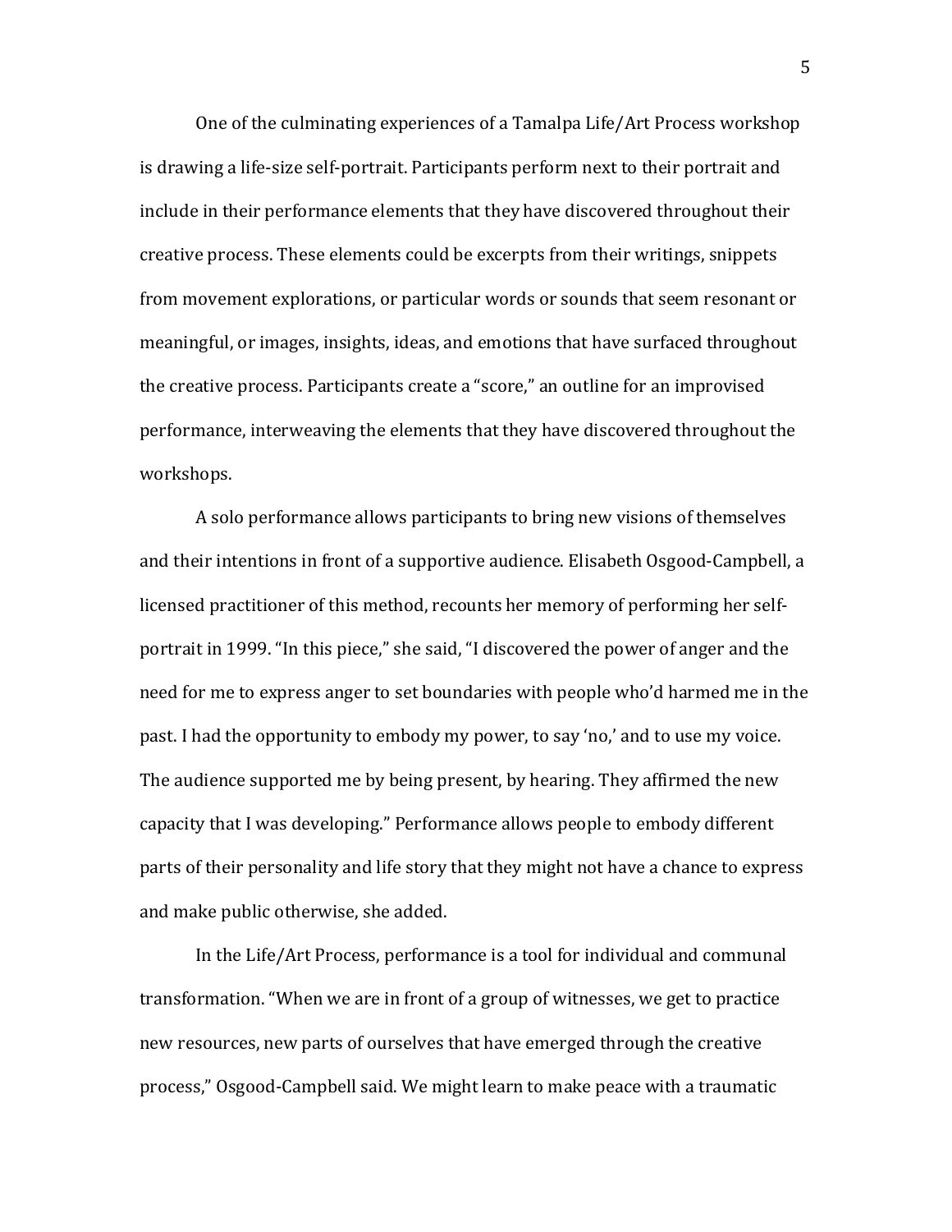One of the culminating experiences of a Tamalpa Life/Art Process workshop is drawing a life-size self-portrait. Participants perform next to their portrait and include in their performance elements that they have discovered throughout their creative process. These elements could be excerpts from their writings, snippets from movement explorations, or particular words or sounds that seem resonant or meaningful, or images, insights, ideas, and emotions that have surfaced throughout the creative process. Participants create a "score," an outline for an improvised performance, interweaving the elements that they have discovered throughout the workshops.

A solo performance allows participants to bring new visions of themselves and their intentions in front of a supportive audience. Elisabeth Osgood-Campbell, a licensed practitioner of this method, recounts her memory of performing her self-portrait in 1999. "In this piece," she said, "I discovered the power of anger and the need for me to express anger to set boundaries with people who'd harmed me in the past. I had the opportunity to embody my power, to say 'no,' and to use my voice. The audience supported me by being present, by hearing. They affirmed the new capacity that I was developing." Performance allows people to embody different parts of their personality and life story that they might not have a chance to express and make public otherwise, she added.

In the Life/Art Process, performance is a tool for individual and communal transformation. "When we are in front of a group of witnesses, we get to practice new resources, new parts of ourselves that have emerged through the creative process," Osgood-Campbell said. We might learn to make peace with a traumatic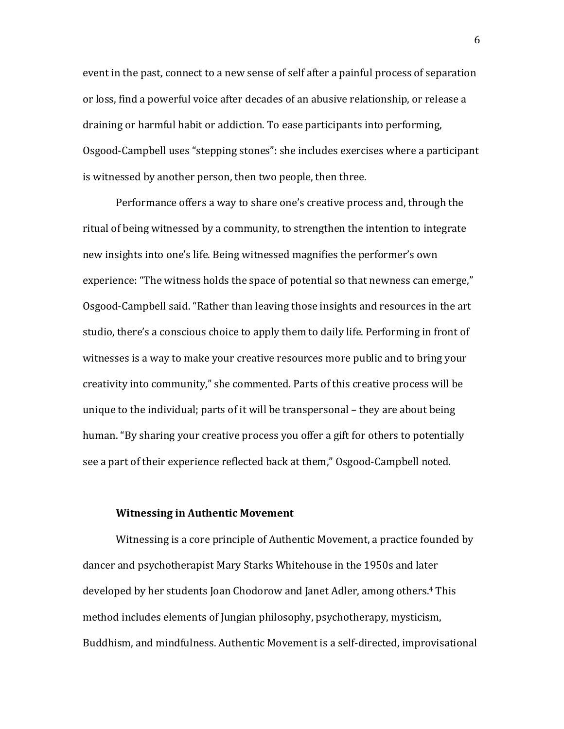event in the past, connect to a new sense of self after a painful process of separation or loss, find a powerful voice after decades of an abusive relationship, or release a draining or harmful habit or addiction. To ease participants into performing, Osgood-Campbell uses "stepping stones": she includes exercises where a participant is witnessed by another person, then two people, then three.

Performance offers a way to share one's creative process and, through the ritual of being witnessed by a community, to strengthen the intention to integrate new insights into one's life. Being witnessed magnifies the performer's own experience: "The witness holds the space of potential so that newness can emerge," Osgood-Campbell said. "Rather than leaving those insights and resources in the art studio, there's a conscious choice to apply them to daily life. Performing in front of witnesses is a way to make your creative resources more public and to bring your creativity into community," she commented. Parts of this creative process will be unique to the individual; parts of it will be transpersonal – they are about being human. "By sharing your creative process you offer a gift for others to potentially see a part of their experience reflected back at them," Osgood-Campbell noted.

**Witnessing in Authentic Movement**

Witnessing is a core principle of Authentic Movement, a practice founded by dancer and psychotherapist Mary Starks Whitehouse in the 1950s and later developed by her students Joan Chodorow and Janet Adler, among others.[4] This method includes elements of Jungian philosophy, psychotherapy, mysticism, Buddhism, and mindfulness. Authentic Movement is a self-directed, improvisational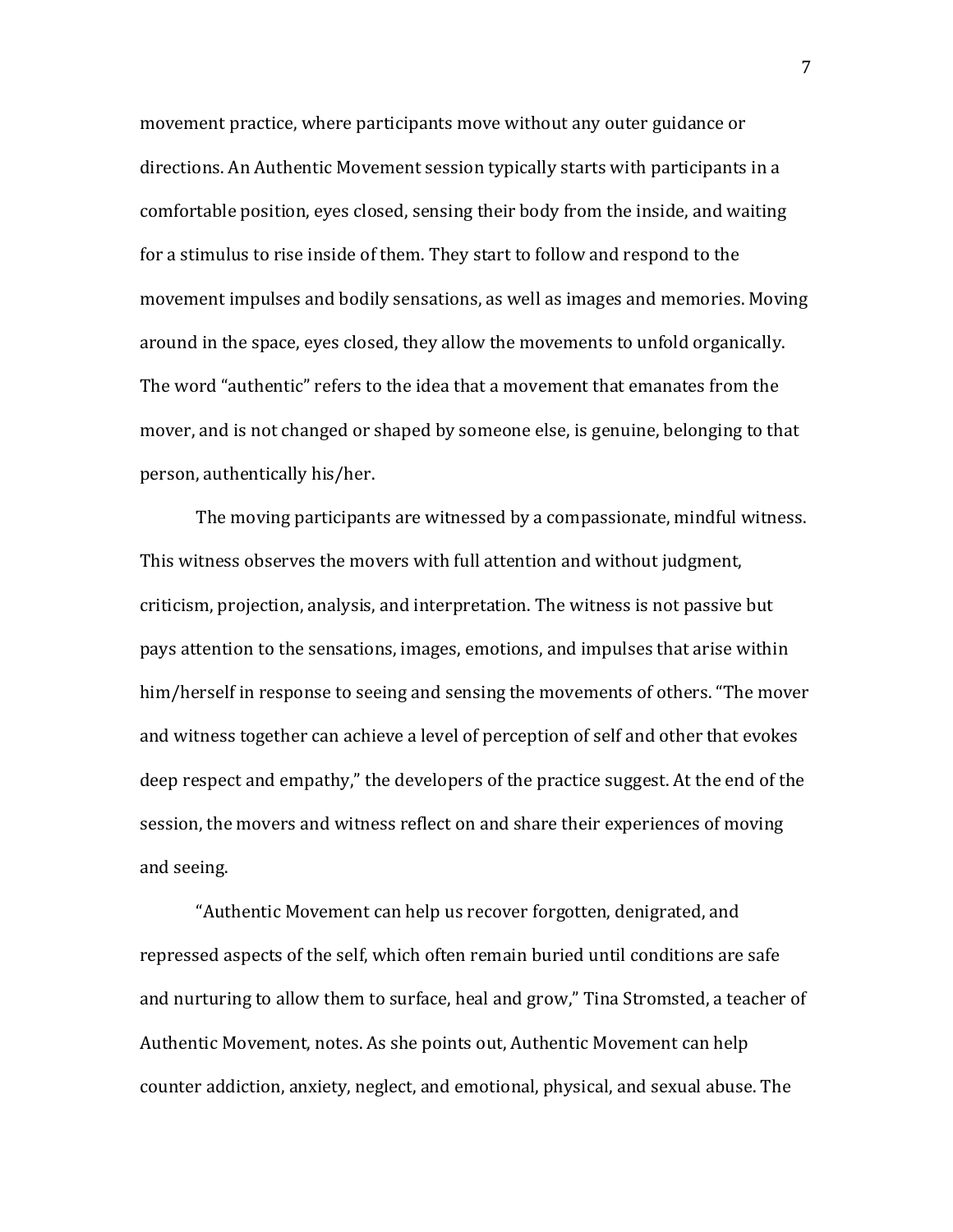movement practice, where participants move without any outer guidance or directions. An Authentic Movement session typically starts with participants in a comfortable position, eyes closed, sensing their body from the inside, and waiting for a stimulus to rise inside of them. They start to follow and respond to the movement impulses and bodily sensations, as well as images and memories. Moving around in the space, eyes closed, they allow the movements to unfold organically. The word "authentic" refers to the idea that a movement that emanates from the mover, and is not changed or shaped by someone else, is genuine, belonging to that person, authentically his/her.

The moving participants are witnessed by a compassionate, mindful witness. This witness observes the movers with full attention and without judgment, criticism, projection, analysis, and interpretation. The witness is not passive but pays attention to the sensations, images, emotions, and impulses that arise within him/herself in response to seeing and sensing the movements of others. "The mover and witness together can achieve a level of perception of self and other that evokes deep respect and empathy," the developers of the practice suggest. At the end of the session, the movers and witness reflect on and share their experiences of moving and seeing.

"Authentic Movement can help us recover forgotten, denigrated, and repressed aspects of the self, which often remain buried until conditions are safe and nurturing to allow them to surface, heal and grow," Tina Stromsted, a teacher of Authentic Movement, notes. As she points out, Authentic Movement can help counter addiction, anxiety, neglect, and emotional, physical, and sexual abuse. The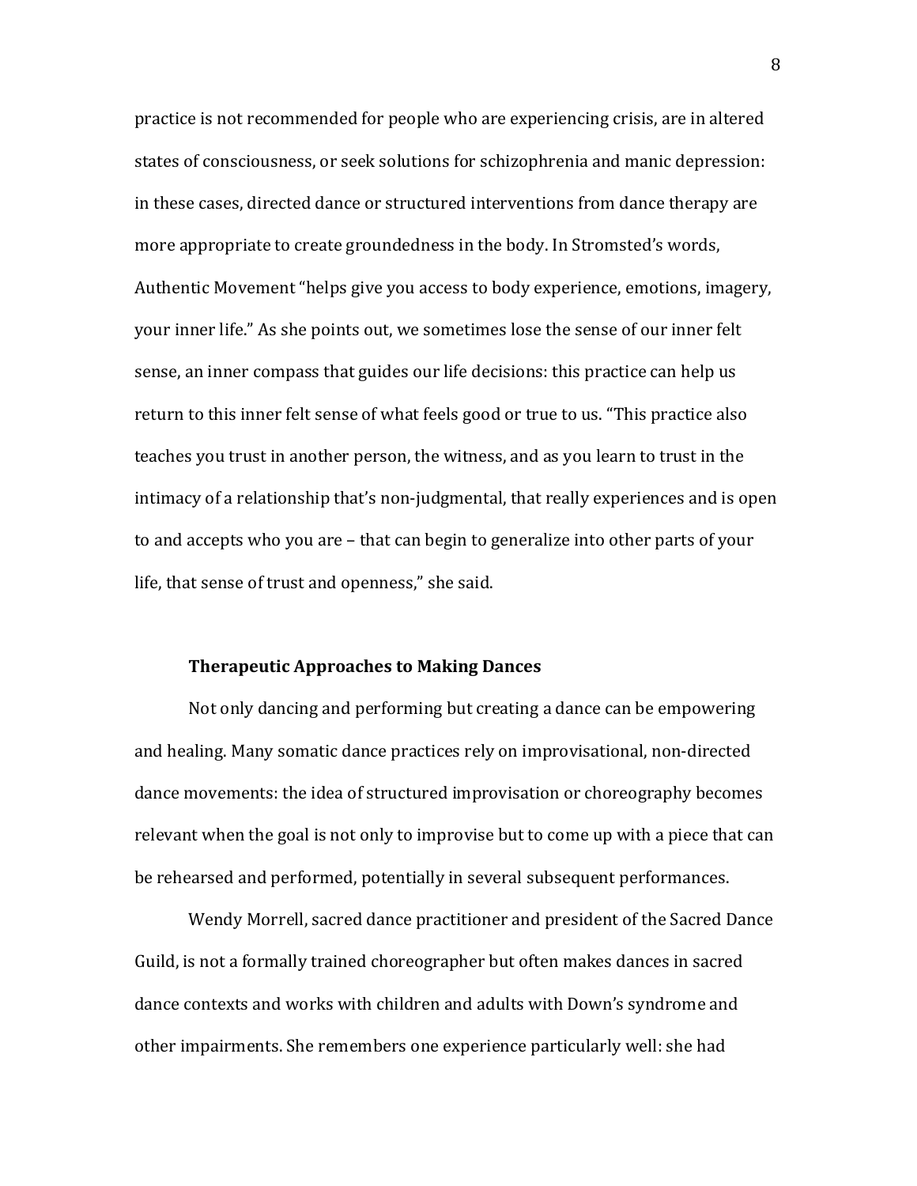practice is not recommended for people who are experiencing crisis, are in altered states of consciousness, or seek solutions for schizophrenia and manic depression: in these cases, directed dance or structured interventions from dance therapy are more appropriate to create groundedness in the body. In Stromsted's words, Authentic Movement "helps give you access to body experience, emotions, imagery, your inner life." As she points out, we sometimes lose the sense of our inner felt sense, an inner compass that guides our life decisions: this practice can help us return to this inner felt sense of what feels good or true to us. "This practice also teaches you trust in another person, the witness, and as you learn to trust in the intimacy of a relationship that's non-judgmental, that really experiences and is open to and accepts who you are – that can begin to generalize into other parts of your life, that sense of trust and openness," she said.

### Therapeutic Approaches to Making Dances

Not only dancing and performing but creating a dance can be empowering and healing. Many somatic dance practices rely on improvisational, non-directed dance movements: the idea of structured improvisation or choreography becomes relevant when the goal is not only to improvise but to come up with a piece that can be rehearsed and performed, potentially in several subsequent performances.

Wendy Morrell, sacred dance practitioner and president of the Sacred Dance Guild, is not a formally trained choreographer but often makes dances in sacred dance contexts and works with children and adults with Down's syndrome and other impairments. She remembers one experience particularly well: she had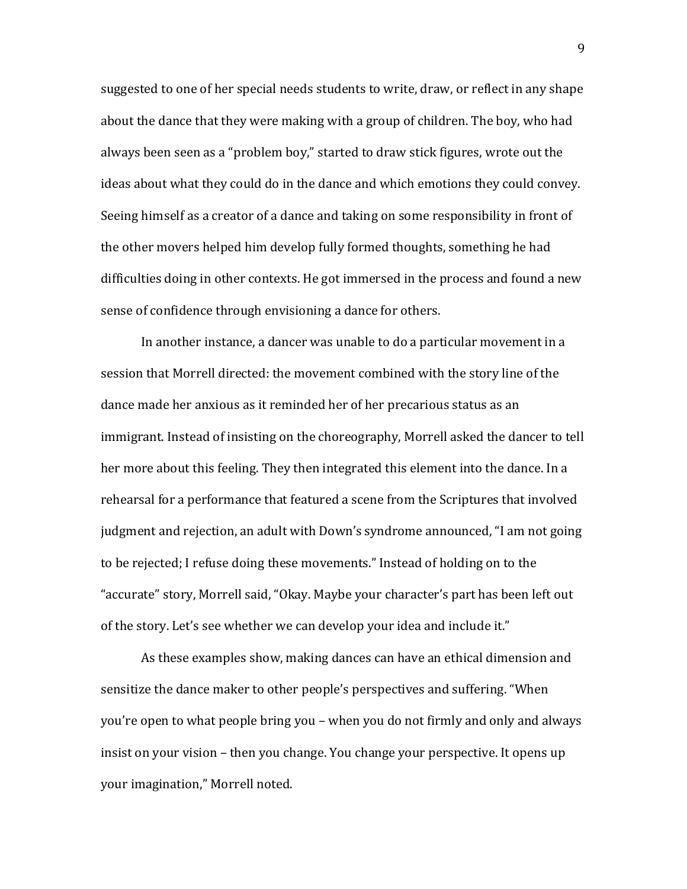suggested to one of her special needs students to write, draw, or reflect in any shape about the dance that they were making with a group of children. The boy, who had always been seen as a "problem boy," started to draw stick figures, wrote out the ideas about what they could do in the dance and which emotions they could convey. Seeing himself as a creator of a dance and taking on some responsibility in front of the other movers helped him develop fully formed thoughts, something he had difficulties doing in other contexts. He got immersed in the process and found a new sense of confidence through envisioning a dance for others.

In another instance, a dancer was unable to do a particular movement in a session that Morrell directed: the movement combined with the story line of the dance made her anxious as it reminded her of her precarious status as an immigrant. Instead of insisting on the choreography, Morrell asked the dancer to tell her more about this feeling. They then integrated this element into the dance. In a rehearsal for a performance that featured a scene from the Scriptures that involved judgment and rejection, an adult with Down's syndrome announced, "I am not going to be rejected; I refuse doing these movements." Instead of holding on to the "accurate" story, Morrell said, "Okay. Maybe your character's part has been left out of the story. Let's see whether we can develop your idea and include it."

As these examples show, making dances can have an ethical dimension and sensitize the dance maker to other people's perspectives and suffering. "When you're open to what people bring you – when you do not firmly and only and always insist on your vision – then you change. You change your perspective. It opens up your imagination," Morrell noted.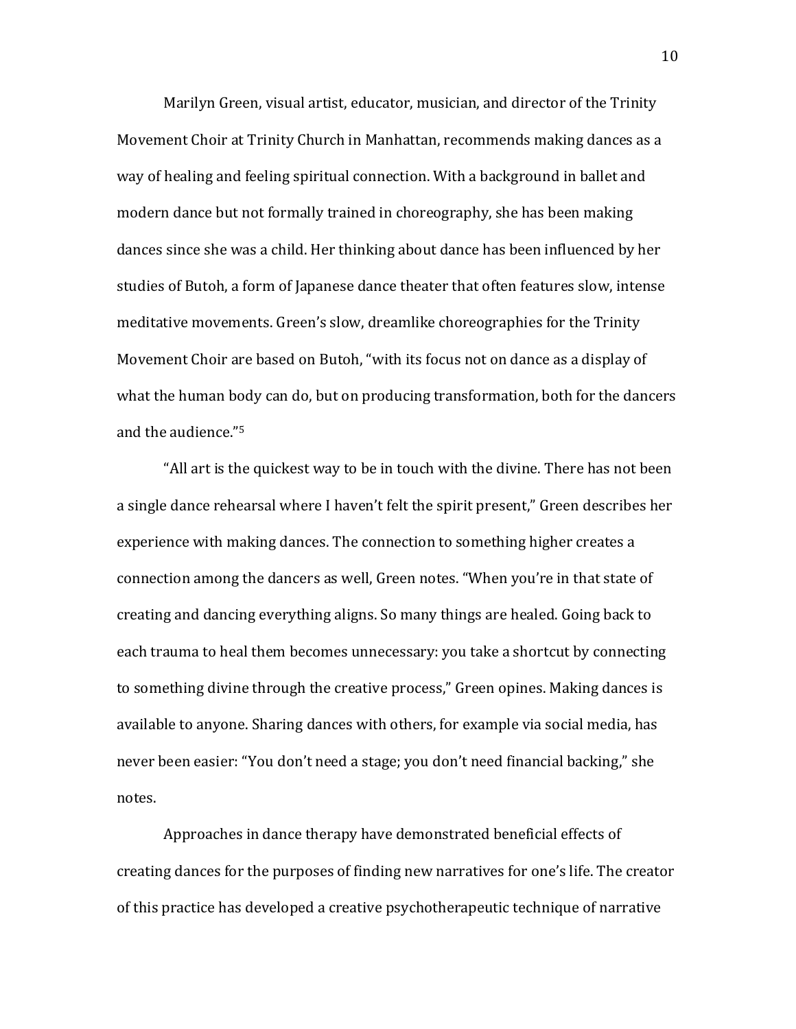Marilyn Green, visual artist, educator, musician, and director of the Trinity Movement Choir at Trinity Church in Manhattan, recommends making dances as a way of healing and feeling spiritual connection. With a background in ballet and modern dance but not formally trained in choreography, she has been making dances since she was a child. Her thinking about dance has been influenced by her studies of Butoh, a form of Japanese dance theater that often features slow, intense meditative movements. Green's slow, dreamlike choreographies for the Trinity Movement Choir are based on Butoh, "with its focus not on dance as a display of what the human body can do, but on producing transformation, both for the dancers and the audience."[5]

"All art is the quickest way to be in touch with the divine. There has not been a single dance rehearsal where I haven't felt the spirit present," Green describes her experience with making dances. The connection to something higher creates a connection among the dancers as well, Green notes. "When you're in that state of creating and dancing everything aligns. So many things are healed. Going back to each trauma to heal them becomes unnecessary: you take a shortcut by connecting to something divine through the creative process," Green opines. Making dances is available to anyone. Sharing dances with others, for example via social media, has never been easier: "You don't need a stage; you don't need financial backing," she notes.

Approaches in dance therapy have demonstrated beneficial effects of creating dances for the purposes of finding new narratives for one's life. The creator of this practice has developed a creative psychotherapeutic technique of narrative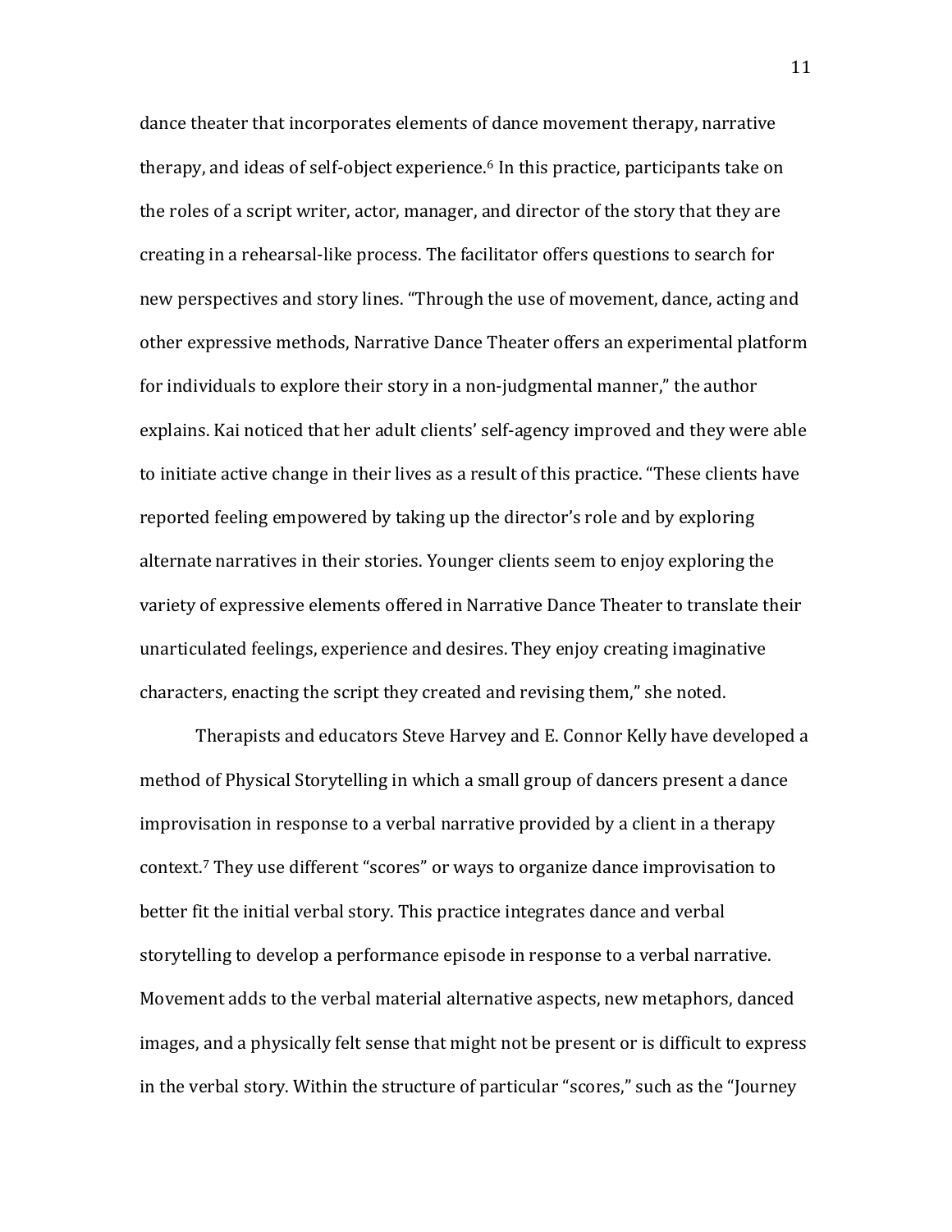dance theater that incorporates elements of dance movement therapy, narrative therapy, and ideas of self-object experience.[6] In this practice, participants take on the roles of a script writer, actor, manager, and director of the story that they are creating in a rehearsal-like process. The facilitator offers questions to search for new perspectives and story lines. "Through the use of movement, dance, acting and other expressive methods, Narrative Dance Theater offers an experimental platform for individuals to explore their story in a non-judgmental manner," the author explains. Kai noticed that her adult clients' self-agency improved and they were able to initiate active change in their lives as a result of this practice. "These clients have reported feeling empowered by taking up the director's role and by exploring alternate narratives in their stories. Younger clients seem to enjoy exploring the variety of expressive elements offered in Narrative Dance Theater to translate their unarticulated feelings, experience and desires. They enjoy creating imaginative characters, enacting the script they created and revising them," she noted.

Therapists and educators Steve Harvey and E. Connor Kelly have developed a method of Physical Storytelling in which a small group of dancers present a dance improvisation in response to a verbal narrative provided by a client in a therapy context.[7] They use different "scores" or ways to organize dance improvisation to better fit the initial verbal story. This practice integrates dance and verbal storytelling to develop a performance episode in response to a verbal narrative. Movement adds to the verbal material alternative aspects, new metaphors, danced images, and a physically felt sense that might not be present or is difficult to express in the verbal story. Within the structure of particular "scores," such as the "Journey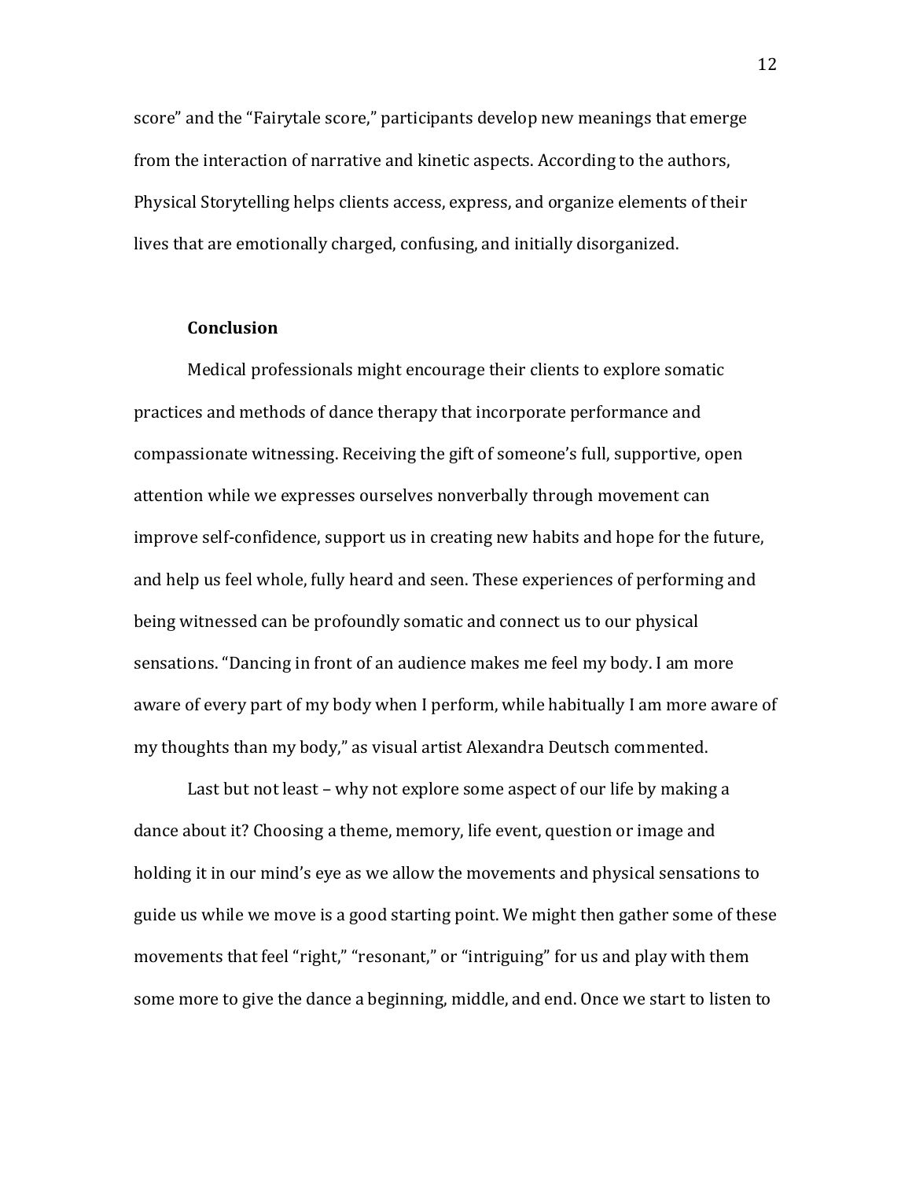score" and the "Fairytale score," participants develop new meanings that emerge from the interaction of narrative and kinetic aspects. According to the authors, Physical Storytelling helps clients access, express, and organize elements of their lives that are emotionally charged, confusing, and initially disorganized.

**Conclusion**

Medical professionals might encourage their clients to explore somatic practices and methods of dance therapy that incorporate performance and compassionate witnessing. Receiving the gift of someone's full, supportive, open attention while we expresses ourselves nonverbally through movement can improve self-confidence, support us in creating new habits and hope for the future, and help us feel whole, fully heard and seen. These experiences of performing and being witnessed can be profoundly somatic and connect us to our physical sensations. "Dancing in front of an audience makes me feel my body. I am more aware of every part of my body when I perform, while habitually I am more aware of my thoughts than my body," as visual artist Alexandra Deutsch commented.

Last but not least – why not explore some aspect of our life by making a dance about it? Choosing a theme, memory, life event, question or image and holding it in our mind's eye as we allow the movements and physical sensations to guide us while we move is a good starting point. We might then gather some of these movements that feel "right," "resonant," or "intriguing" for us and play with them some more to give the dance a beginning, middle, and end. Once we start to listen to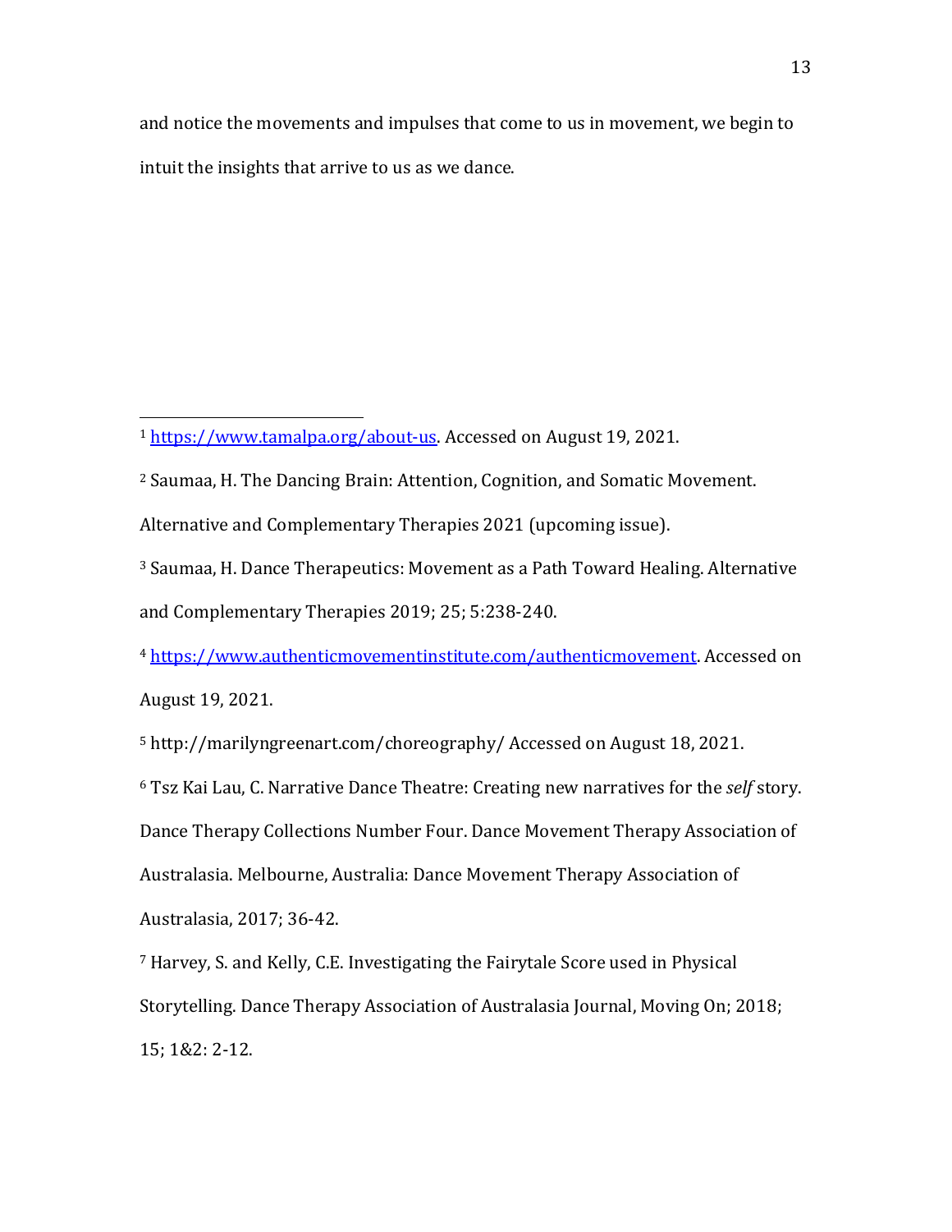and notice the movements and impulses that come to us in movement, we begin to intuit the insights that arrive to us as we dance.

---

[1] https://www.tamalpa.org/about-us. Accessed on August 19, 2021.

[2] Saumaa, H. The Dancing Brain: Attention, Cognition, and Somatic Movement. Alternative and Complementary Therapies 2021 (upcoming issue).

[3] Saumaa, H. Dance Therapeutics: Movement as a Path Toward Healing. Alternative and Complementary Therapies 2019; 25; 5:238-240.

[4] https://www.authenticmovementinstitute.com/authenticmovement. Accessed on August 19, 2021.

[5] http://marilyngreenart.com/choreography/ Accessed on August 18, 2021.

[6] Tsz Kai Lau, C. Narrative Dance Theatre: Creating new narratives for the *self* story. Dance Therapy Collections Number Four. Dance Movement Therapy Association of Australasia. Melbourne, Australia: Dance Movement Therapy Association of Australasia, 2017; 36-42.

[7] Harvey, S. and Kelly, C.E. Investigating the Fairytale Score used in Physical Storytelling. Dance Therapy Association of Australasia Journal, Moving On; 2018; 15; 1&2: 2-12.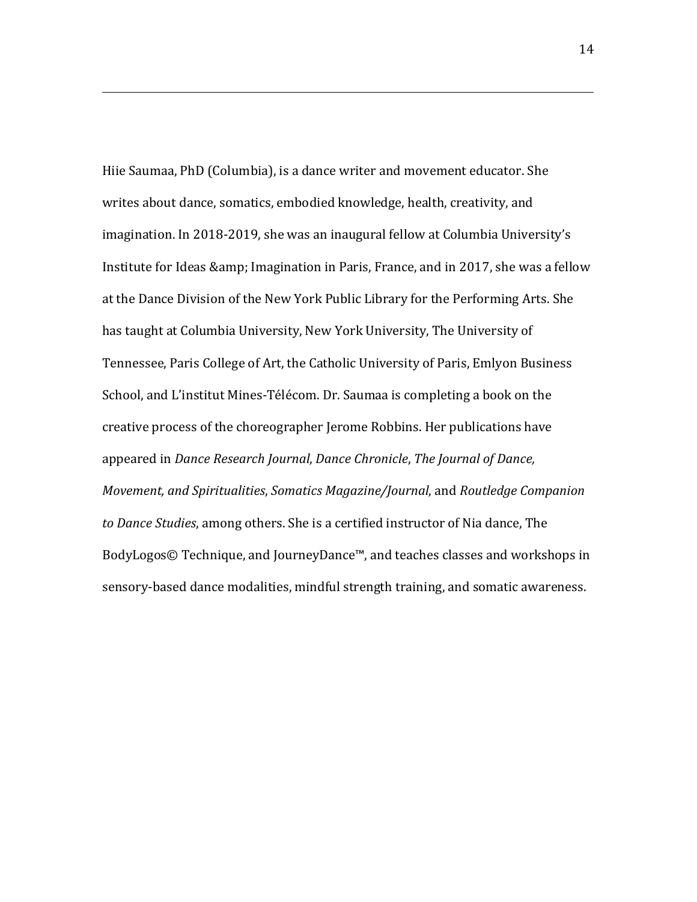Hiie Saumaa, PhD (Columbia), is a dance writer and movement educator. She writes about dance, somatics, embodied knowledge, health, creativity, and imagination. In 2018-2019, she was an inaugural fellow at Columbia University's Institute for Ideas &amp; Imagination in Paris, France, and in 2017, she was a fellow at the Dance Division of the New York Public Library for the Performing Arts. She has taught at Columbia University, New York University, The University of Tennessee, Paris College of Art, the Catholic University of Paris, Emlyon Business School, and L'institut Mines-Télécom. Dr. Saumaa is completing a book on the creative process of the choreographer Jerome Robbins. Her publications have appeared in *Dance Research Journal*, *Dance Chronicle*, *The Journal of Dance, Movement, and Spiritualities*, *Somatics Magazine/Journal*, and *Routledge Companion to Dance Studies*, among others. She is a certified instructor of Nia dance, The BodyLogos© Technique, and JourneyDance™, and teaches classes and workshops in sensory-based dance modalities, mindful strength training, and somatic awareness.